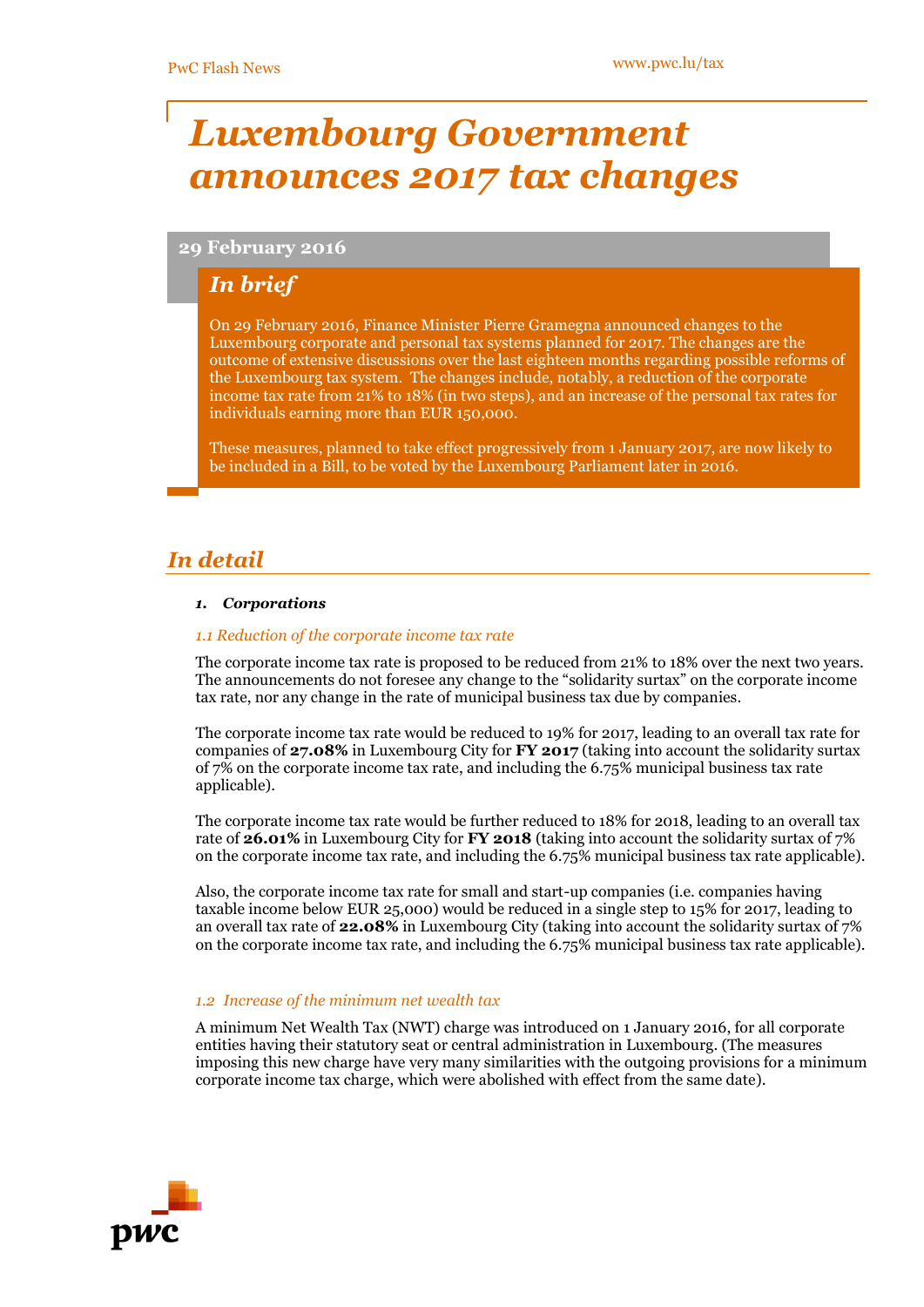# Luxembourg Government announces 2017 tax changes

**29 February 2016**

## *In brief*

On 29 February 2016, Finance Minister Pierre Gramegna announced changes to the Luxembourg corporate and personal tax systems planned for 2017. The changes are the outcome of extensive discussions over the last eighteen months regarding possible reforms of the Luxembourg tax system. The changes include, notably, a reduction of the corporate income tax rate from 21% to 18% (in two steps), and an increase of the personal tax rates for individuals earning more than EUR 150,000.

These measures, planned to take effect progressively from 1 January 2017, are now likely to be included in a Bill, to be voted by the Luxembourg Parliament later in 2016.

## *In detail*

### *1. Corporations*

#### *1.1 Reduction of the corporate income tax rate*

The corporate income tax rate is proposed to be reduced from 21% to 18% over the next two years. The announcements do not foresee any change to the "solidarity surtax" on the corporate income tax rate, nor any change in the rate of municipal business tax due by companies.

The corporate income tax rate would be reduced to 19% for 2017, leading to an overall tax rate for companies of **27.08%** in Luxembourg City for **FY 2017** (taking into account the solidarity surtax of 7% on the corporate income tax rate, and including the 6.75% municipal business tax rate applicable).

The corporate income tax rate would be further reduced to 18% for 2018, leading to an overall tax rate of **26.01%** in Luxembourg City for **FY 2018** (taking into account the solidarity surtax of 7% on the corporate income tax rate, and including the 6.75% municipal business tax rate applicable).

Also, the corporate income tax rate for small and start-up companies (i.e. companies having taxable income below EUR 25,000) would be reduced in a single step to 15% for 2017, leading to an overall tax rate of **22.08%** in Luxembourg City (taking into account the solidarity surtax of 7% on the corporate income tax rate, and including the 6.75% municipal business tax rate applicable).

#### *1.2 Increase of the minimum net wealth tax*

A minimum Net Wealth Tax (NWT) charge was introduced on 1 January 2016, for all corporate entities having their statutory seat or central administration in Luxembourg. (The measures imposing this new charge have very many similarities with the outgoing provisions for a minimum corporate income tax charge, which were abolished with effect from the same date).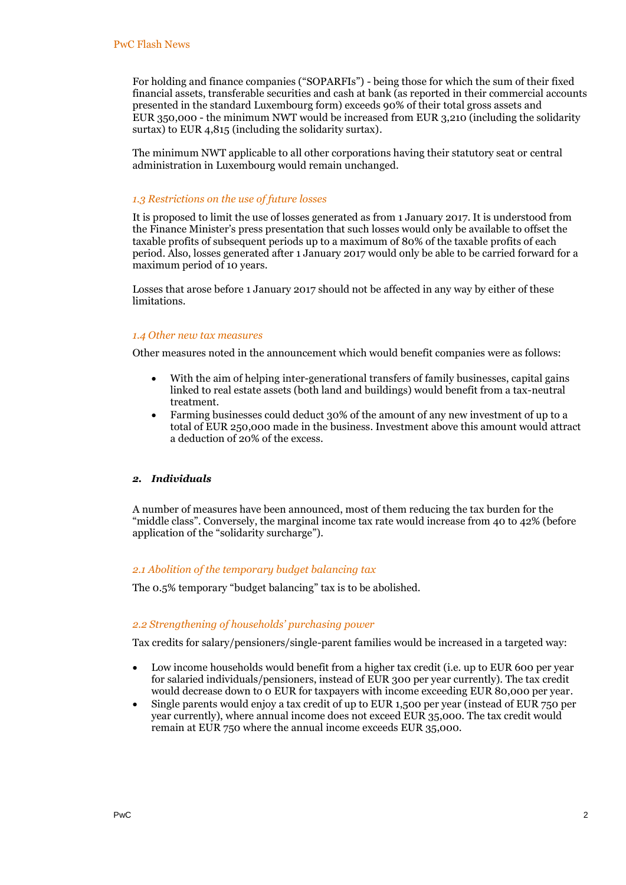For holding and finance companies ("SOPARFIs") - being those for which the sum of their fixed financial assets, transferable securities and cash at bank (as reported in their commercial accounts presented in the standard Luxembourg form) exceeds 90% of their total gross assets and EUR 350,000 - the minimum NWT would be increased from EUR 3,210 (including the solidarity surtax) to EUR 4,815 (including the solidarity surtax).

The minimum NWT applicable to all other corporations having their statutory seat or central administration in Luxembourg would remain unchanged.

### *1.3 Restrictions on the use of future losses*

It is proposed to limit the use of losses generated as from 1 January 2017. It is understood from the Finance Minister's press presentation that such losses would only be available to offset the taxable profits of subsequent periods up to a maximum of 80% of the taxable profits of each period. Also, losses generated after 1 January 2017 would only be able to be carried forward for a maximum period of 10 years.

Losses that arose before 1 January 2017 should not be affected in any way by either of these limitations.

### *1.4 Other new tax measures*

Other measures noted in the announcement which would benefit companies were as follows:

- With the aim of helping inter-generational transfers of family businesses, capital gains linked to real estate assets (both land and buildings) would benefit from a tax-neutral treatment.
- Farming businesses could deduct 30% of the amount of any new investment of up to a total of EUR 250,000 made in the business. Investment above this amount would attract a deduction of 20% of the excess.

## *2. Individuals*

A number of measures have been announced, most of them reducing the tax burden for the "middle class". Conversely, the marginal income tax rate would increase from 40 to 42% (before application of the "solidarity surcharge").

### *2.1 Abolition of the temporary budget balancing tax*

The 0.5% temporary "budget balancing" tax is to be abolished.

### *2.2 Strengthening of households' purchasing power*

Tax credits for salary/pensioners/single-parent families would be increased in a targeted way:

- Low income households would benefit from a higher tax credit (i.e. up to EUR 600 per year for salaried individuals/pensioners, instead of EUR 300 per year currently). The tax credit would decrease down to 0 EUR for taxpayers with income exceeding EUR 80,000 per year.
- Single parents would enjoy a tax credit of up to EUR 1,500 per year (instead of EUR 750 per year currently), where annual income does not exceed EUR 35,000. The tax credit would remain at EUR 750 where the annual income exceeds EUR 35,000.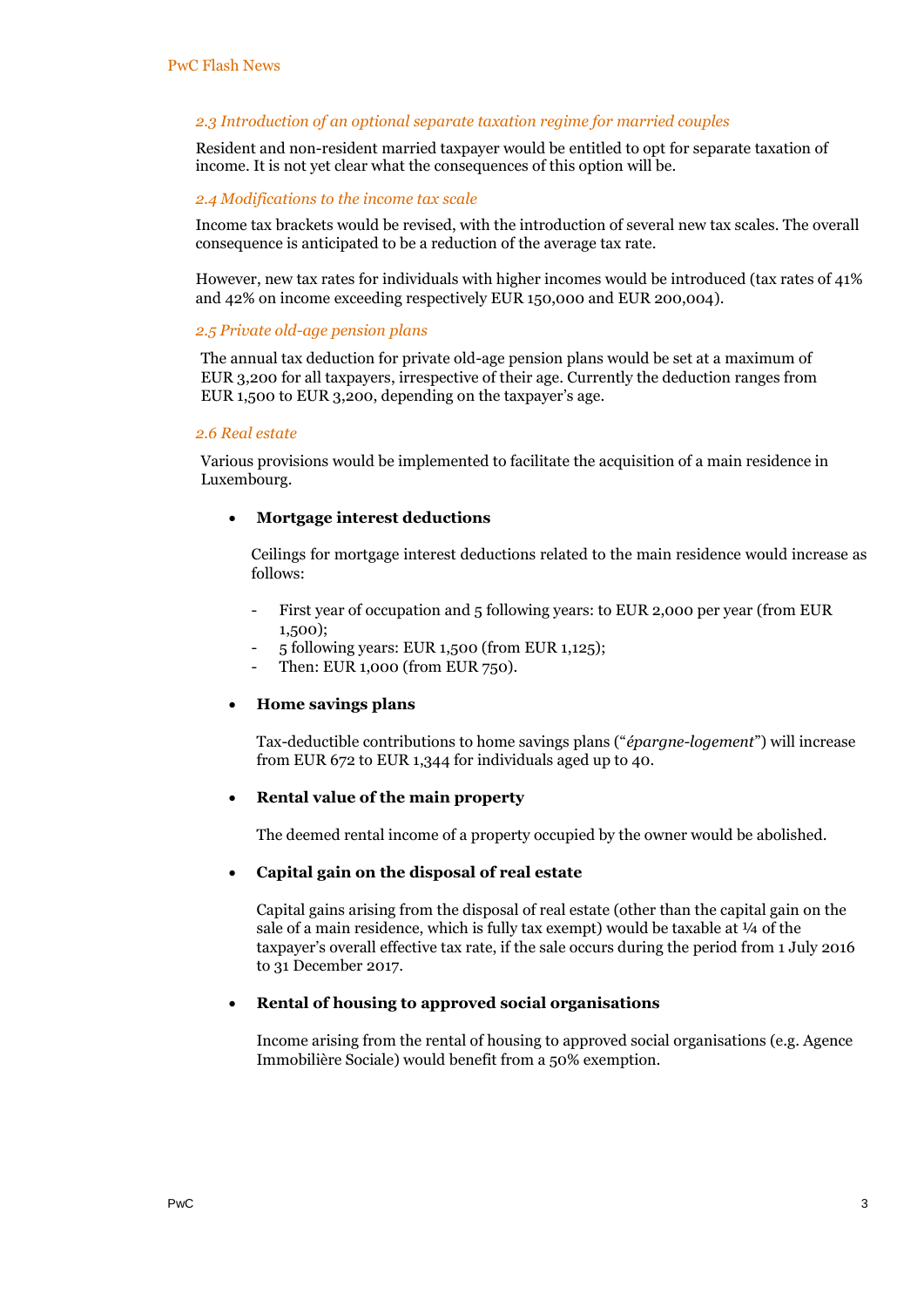### *2.3 Introduction of an optional separate taxation regime for married couples*

Resident and non-resident married taxpayer would be entitled to opt for separate taxation of income. It is not yet clear what the consequences of this option will be.

### *2.4 Modifications to the income tax scale*

Income tax brackets would be revised, with the introduction of several new tax scales. The overall consequence is anticipated to be a reduction of the average tax rate.

However, new tax rates for individuals with higher incomes would be introduced (tax rates of 41% and 42% on income exceeding respectively EUR 150,000 and EUR 200,004).

### *2.5 Private old-age pension plans*

The annual tax deduction for private old-age pension plans would be set at a maximum of EUR 3,200 for all taxpayers, irrespective of their age. Currently the deduction ranges from EUR 1,500 to EUR 3,200, depending on the taxpayer's age.

### *2.6 Real estate*

Various provisions would be implemented to facilitate the acquisition of a main residence in Luxembourg.

- **Mortgage interest deductions**

  Ceilings for mortgage interest deductions related to the main residence would increase as follows:

  - First year of occupation and 5 following years: to EUR 2,000 per year (from EUR 1,500);
  - 5 following years: EUR 1,500 (from EUR 1,125);
  - Then: EUR 1,000 (from EUR 750).

- **Home savings plans**

  Tax-deductible contributions to home savings plans ("*épargne-logement*") will increase from EUR 672 to EUR 1,344 for individuals aged up to 40.

- **Rental value of the main property**

  The deemed rental income of a property occupied by the owner would be abolished.

- **Capital gain on the disposal of real estate**

  Capital gains arising from the disposal of real estate (other than the capital gain on the sale of a main residence, which is fully tax exempt) would be taxable at ¼ of the taxpayer's overall effective tax rate, if the sale occurs during the period from 1 July 2016 to 31 December 2017.

- **Rental of housing to approved social organisations**

  Income arising from the rental of housing to approved social organisations (e.g. Agence Immobilière Sociale) would benefit from a 50% exemption.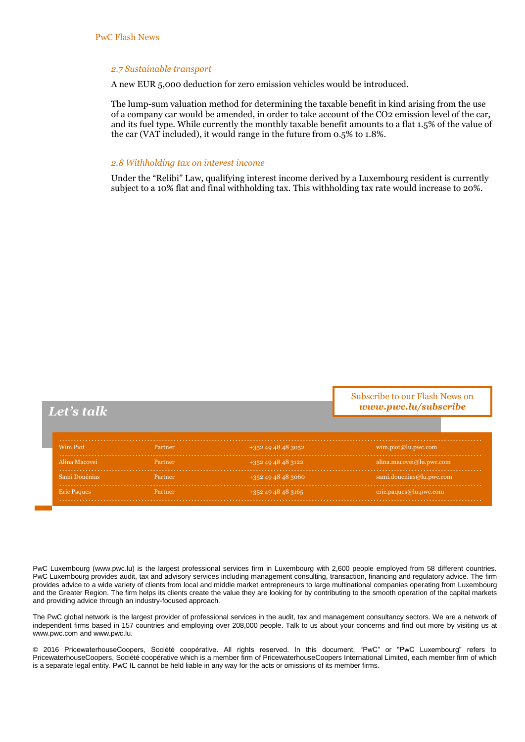### *2.7 Sustainable transport*

A new EUR 5,000 deduction for zero emission vehicles would be introduced.

The lump-sum valuation method for determining the taxable benefit in kind arising from the use of a company car would be amended, in order to take account of the $CO_2$ emission level of the car, and its fuel type. While currently the monthly taxable benefit amounts to a flat 1.5% of the value of the car (VAT included), it would range in the future from 0.5% to 1.8%.

### *2.8 Withholding tax on interest income*

Under the "Relibi" Law, qualifying interest income derived by a Luxembourg resident is currently subject to a 10% flat and final withholding tax. This withholding tax rate would increase to 20%.

## *Let's talk*

Subscribe to our Flash News on ***www.pwc.lu/subscribe***

| | | | |
|---|---|---|---|
| Wim Piot | Partner | +352 49 48 48 3052 | wim.piot@lu.pwc.com |
| Alina Macovei | Partner | +352 49 48 48 3122 | alina.macovei@lu.pwc.com |
| Sami Douénias | Partner | +352 49 48 48 3060 | sami.douenias@lu.pwc.com |
| Eric Paques | Partner | +352 49 48 48 3165 | eric.paques@lu.pwc.com |

PwC Luxembourg (www.pwc.lu) is the largest professional services firm in Luxembourg with 2,600 people employed from 58 different countries. PwC Luxembourg provides audit, tax and advisory services including management consulting, transaction, financing and regulatory advice. The firm provides advice to a wide variety of clients from local and middle market entrepreneurs to large multinational companies operating from Luxembourg and the Greater Region. The firm helps its clients create the value they are looking for by contributing to the smooth operation of the capital markets and providing advice through an industry-focused approach.

The PwC global network is the largest provider of professional services in the audit, tax and management consultancy sectors. We are a network of independent firms based in 157 countries and employing over 208,000 people. Talk to us about your concerns and find out more by visiting us at www.pwc.com and www.pwc.lu.

© 2016 PricewaterhouseCoopers, Société coopérative. All rights reserved. In this document, "PwC" or "PwC Luxembourg" refers to PricewaterhouseCoopers, Société coopérative which is a member firm of PricewaterhouseCoopers International Limited, each member firm of which is a separate legal entity. PwC IL cannot be held liable in any way for the acts or omissions of its member firms.